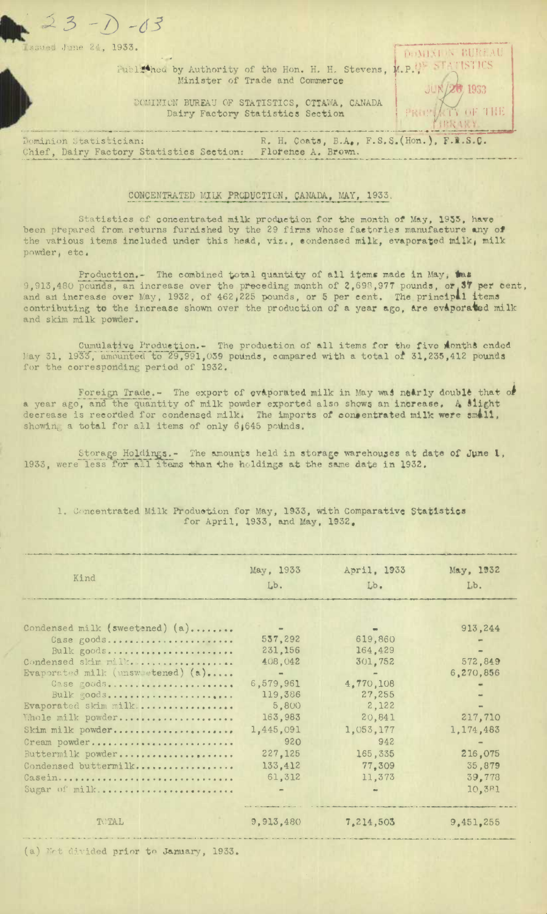23-D-03

Issued June 24, 1933.

Published by Authority of the Hon. H. H. Stevens, M.P., Minister of Trade and Commerce

DOMINION BUREAU OF STATISTICS, OTTAWA, CANADA
Dairy Factory Statistics Section

DOMINION BUREAU OF STATISTICS
JUN 28 1933
PROPERTY OF THE LIBRARY

Dominion Statistician: R. H. Coats, B.A., F.S.S.(Hon.), F.R.S.C.
Chief, Dairy Factory Statistics Section: Florence A. Brown.

## CONCENTRATED MILK PRODUCTION, CANADA, MAY, 1933.

Statistics of concentrated milk production for the month of May, 1933, have been prepared from returns furnished by the 29 firms whose factories manufacture any of the various items included under this head, viz., condensed milk, evaporated milk, milk powder, etc.

Production.- The combined total quantity of all items made in May, was 9,913,480 pounds, an increase over the preceding month of 2,698,977 pounds, or 37 per cent, and an increase over May, 1932, of 462,225 pounds, or 5 per cent. The principal items contributing to the increase shown over the production of a year ago, are evaporated milk and skim milk powder.

Cumulative Production.- The production of all items for the five months ended May 31, 1933, amounted to 29,991,039 pounds, compared with a total of 31,235,412 pounds for the corresponding period of 1932.

Foreign Trade.- The export of evaporated milk in May was nearly double that of a year ago, and the quantity of milk powder exported also shows an increase. A slight decrease is recorded for condensed milk. The imports of concentrated milk were small, showing a total for all items of only 6,645 pounds.

Storage Holdings.- The amounts held in storage warehouses at date of June 1, 1933, were less for all items than the holdings at the same date in 1932.

1. Concentrated Milk Production for May, 1933, with Comparative Statistics for April, 1933, and May, 1932.

| Kind | May, 1933 Lb. | April, 1933 Lb. | May, 1932 Lb. |
|---|---|---|---|
| Condensed milk (sweetened) (a) | - | - | 913,244 |
| Case goods | 537,292 | 619,860 | - |
| Bulk goods | 231,156 | 164,429 | - |
| Condensed skim milk | 408,042 | 301,752 | 572,849 |
| Evaporated milk (unsweetened) (a) | - | - | 6,270,856 |
| Case goods | 6,579,961 | 4,770,108 | - |
| Bulk goods | 119,386 | 27,255 | - |
| Evaporated skim milk | 5,800 | 2,122 | - |
| Whole milk powder | 163,983 | 20,841 | 217,710 |
| Skim milk powder | 1,445,091 | 1,053,177 | 1,174,483 |
| Cream powder | 920 | 942 | - |
| Buttermilk powder | 227,125 | 165,335 | 216,075 |
| Condensed buttermilk | 133,412 | 77,309 | 35,879 |
| Casein | 61,312 | 11,373 | 39,778 |
| Sugar of milk | - | - | 10,381 |
| TOTAL | 9,913,480 | 7,214,503 | 9,451,255 |

(a) Not divided prior to January, 1933.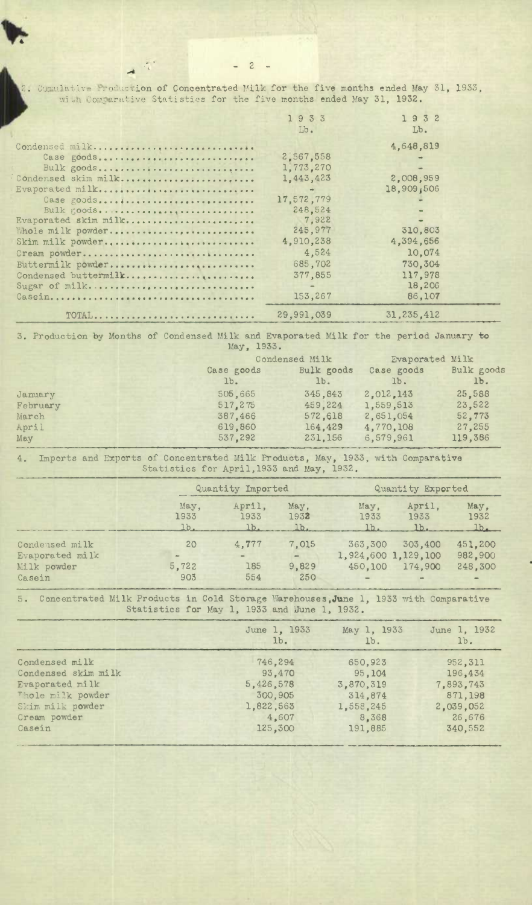2. Cumulative Production of Concentrated Milk for the five months ended May 31, 1933, with Comparative Statistics for the five months ended May 31, 1932.

| | 1933 Lb. | 1932 Lb. |
|---|---|---|
| Condensed milk | | 4,648,819 |
| Case goods | 2,567,558 | - |
| Bulk goods | 1,773,270 | - |
| Condensed skim milk | 1,443,423 | 2,008,959 |
| Evaporated milk | - | 18,909,506 |
| Case goods | 17,572,779 | - |
| Bulk goods | 248,524 | - |
| Evaporated skim milk | 7,922 | - |
| Whole milk powder | 245,977 | 310,803 |
| Skim milk powder | 4,910,238 | 4,394,656 |
| Cream powder | 4,524 | 10,074 |
| Buttermilk powder | 685,702 | 730,304 |
| Condensed buttermilk | 377,855 | 117,978 |
| Sugar of milk | - | 18,206 |
| Casein | 153,267 | 86,107 |
| TOTAL | 29,991,039 | 31,235,412 |

3. Production by Months of Condensed Milk and Evaporated Milk for the period January to May, 1933.

| | Condensed Milk | | Evaporated Milk | |
|---|---|---|---|---|
| | Case goods lb. | Bulk goods lb. | Case goods lb. | Bulk goods lb. |
| January | 505,665 | 345,843 | 2,012,143 | 25,588 |
| February | 517,275 | 459,224 | 1,559,513 | 23,522 |
| March | 387,466 | 572,618 | 2,651,054 | 52,773 |
| April | 619,860 | 164,429 | 4,770,108 | 27,255 |
| May | 537,292 | 231,156 | 6,579,961 | 119,386 |

4. Imports and Exports of Concentrated Milk Products, May, 1933, with Comparative Statistics for April, 1933 and May, 1932.

| | Quantity Imported | | | Quantity Exported | | |
|---|---|---|---|---|---|---|
| | May, 1933 lb. | April, 1933 lb. | May, 1932 lb. | May, 1933 lb. | April, 1933 lb. | May, 1932 lb. |
| Condensed milk | 20 | 4,777 | 7,015 | 363,300 | 303,400 | 451,200 |
| Evaporated milk | - | - | - | 1,924,600 | 1,129,100 | 982,900 |
| Milk powder | 5,722 | 185 | 9,829 | 450,100 | 174,900 | 248,300 |
| Casein | 903 | 554 | 250 | - | - | - |

5. Concentrated Milk Products in Cold Storage Warehouses, June 1, 1933 with Comparative Statistics for May 1, 1933 and June 1, 1932.

| | June 1, 1933 lb. | May 1, 1933 lb. | June 1, 1932 lb. |
|---|---|---|---|
| Condensed milk | 746,294 | 650,923 | 952,311 |
| Condensed skim milk | 93,470 | 95,104 | 196,434 |
| Evaporated milk | 5,426,578 | 3,870,319 | 7,893,743 |
| Whole milk powder | 300,905 | 314,874 | 871,198 |
| Skim milk powder | 1,822,563 | 1,558,245 | 2,039,052 |
| Cream powder | 4,607 | 8,368 | 26,676 |
| Casein | 125,300 | 191,885 | 340,552 |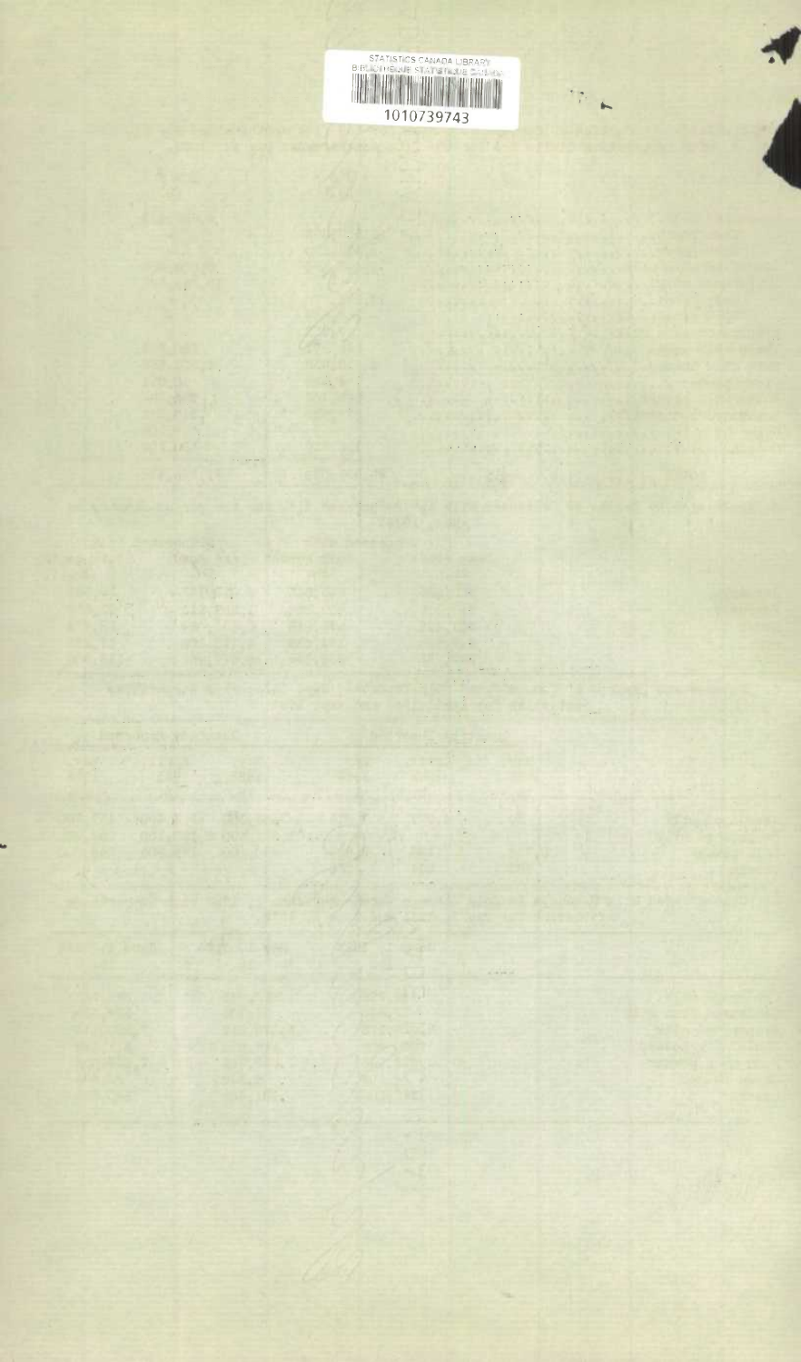STATISTICS CANADA LIBRARY
BIBLIOTHÈQUE STATISTIQUE CANADA

1010739743